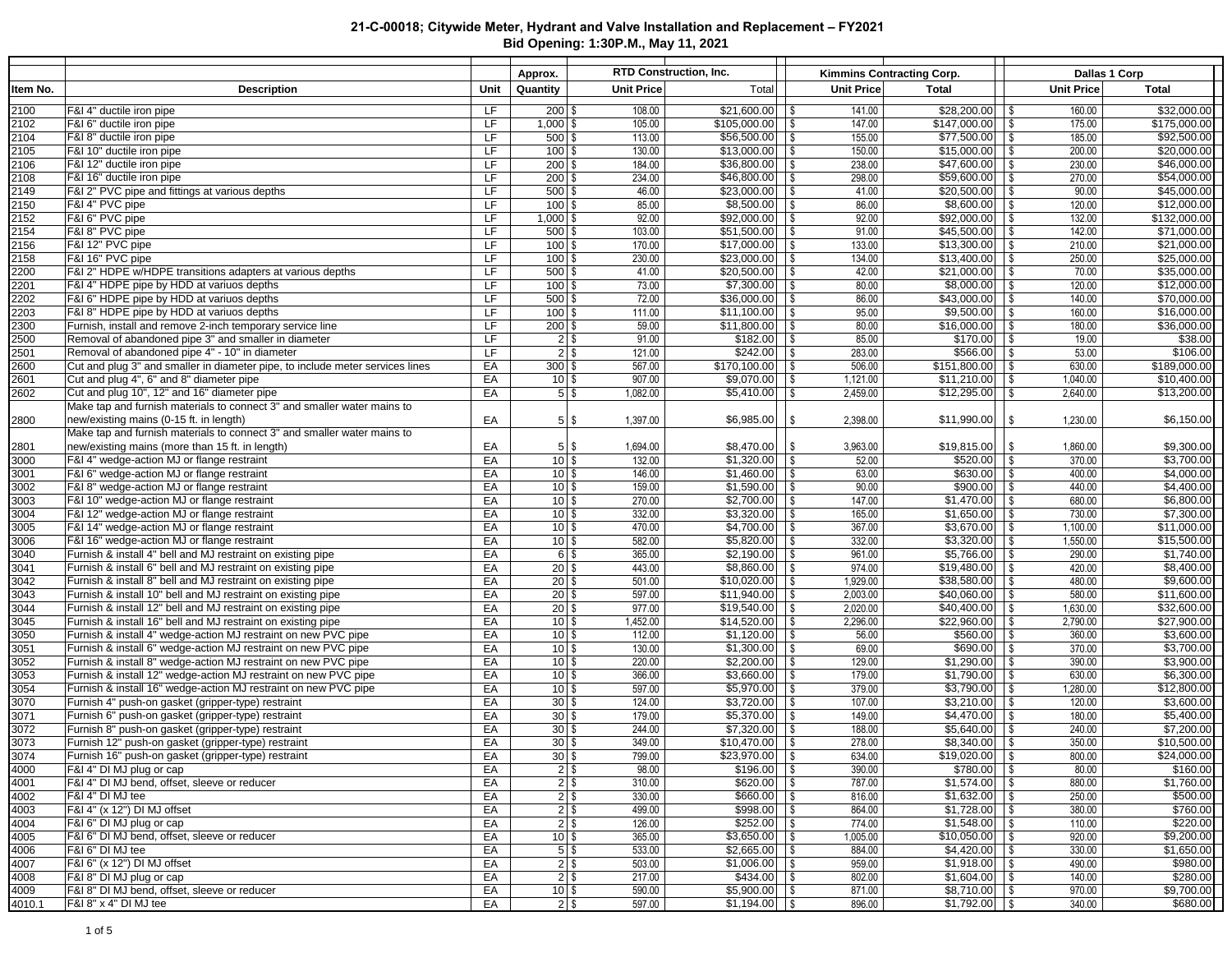# 21-C-00018; Citywide Meter, Hydrant and Valve Installation and Replacement – FY2021

## Bid Opening: 1:30P.M., May 11, 2021

| Item No. | Description | Unit | Approx. Quantity | RTD Construction, Inc. Unit Price | RTD Construction, Inc. Total | Kimmins Contracting Corp. Unit Price | Kimmins Contracting Corp. Total | Dallas 1 Corp Unit Price | Dallas 1 Corp Total |
|---|---|---|---|---|---|---|---|---|---|
| 2100 | F&I 4" ductile iron pipe | LF | 200 | $ 108.00 | $21,600.00 | $ 141.00 | $28,200.00 | $ 160.00 | $32,000.00 |
| 2102 | F&I 6" ductile iron pipe | LF | 1,000 | $ 105.00 | $105,000.00 | $ 147.00 | $147,000.00 | $ 175.00 | $175,000.00 |
| 2104 | F&I 8" ductile iron pipe | LF | 500 | $ 113.00 | $56,500.00 | $ 155.00 | $77,500.00 | $ 185.00 | $92,500.00 |
| 2105 | F&I 10" ductile iron pipe | LF | 100 | $ 130.00 | $13,000.00 | $ 150.00 | $15,000.00 | $ 200.00 | $20,000.00 |
| 2106 | F&I 12" ductile iron pipe | LF | 200 | $ 184.00 | $36,800.00 | $ 238.00 | $47,600.00 | $ 230.00 | $46,000.00 |
| 2108 | F&I 16" ductile iron pipe | LF | 200 | $ 234.00 | $46,800.00 | $ 298.00 | $59,600.00 | $ 270.00 | $54,000.00 |
| 2149 | F&I 2" PVC pipe and fittings at various depths | LF | 500 | $ 46.00 | $23,000.00 | $ 41.00 | $20,500.00 | $ 90.00 | $45,000.00 |
| 2150 | F&I 4" PVC pipe | LF | 100 | $ 85.00 | $8,500.00 | $ 86.00 | $8,600.00 | $ 120.00 | $12,000.00 |
| 2152 | F&I 6" PVC pipe | LF | 1,000 | $ 92.00 | $92,000.00 | $ 92.00 | $92,000.00 | $ 132.00 | $132,000.00 |
| 2154 | F&I 8" PVC pipe | LF | 500 | $ 103.00 | $51,500.00 | $ 91.00 | $45,500.00 | $ 142.00 | $71,000.00 |
| 2156 | F&I 12" PVC pipe | LF | 100 | $ 170.00 | $17,000.00 | $ 133.00 | $13,300.00 | $ 210.00 | $21,000.00 |
| 2158 | F&I 16" PVC pipe | LF | 100 | $ 230.00 | $23,000.00 | $ 134.00 | $13,400.00 | $ 250.00 | $25,000.00 |
| 2200 | F&I 2" HDPE w/HDPE transitions adapters at various depths | LF | 500 | $ 41.00 | $20,500.00 | $ 42.00 | $21,000.00 | $ 70.00 | $35,000.00 |
| 2201 | F&I 4" HDPE pipe by HDD at variuos depths | LF | 100 | $ 73.00 | $7,300.00 | $ 80.00 | $8,000.00 | $ 120.00 | $12,000.00 |
| 2202 | F&I 6" HDPE pipe by HDD at variuos depths | LF | 500 | $ 72.00 | $36,000.00 | $ 86.00 | $43,000.00 | $ 140.00 | $70,000.00 |
| 2203 | F&I 8" HDPE pipe by HDD at variuos depths | LF | 100 | $ 111.00 | $11,100.00 | $ 95.00 | $9,500.00 | $ 160.00 | $16,000.00 |
| 2300 | Furnish, install and remove 2-inch temporary service line | LF | 200 | $ 59.00 | $11,800.00 | $ 80.00 | $16,000.00 | $ 180.00 | $36,000.00 |
| 2500 | Removal of abandoned pipe 3" and smaller in diameter | LF | 2 | $ 91.00 | $182.00 | $ 85.00 | $170.00 | $ 19.00 | $38.00 |
| 2501 | Removal of abandoned pipe 4" - 10" in diameter | LF | 2 | $ 121.00 | $242.00 | $ 283.00 | $566.00 | $ 53.00 | $106.00 |
| 2600 | Cut and plug 3" and smaller in diameter pipe, to include meter services lines | EA | 300 | $ 567.00 | $170,100.00 | $ 506.00 | $151,800.00 | $ 630.00 | $189,000.00 |
| 2601 | Cut and plug 4", 6" and 8" diameter pipe | EA | 10 | $ 907.00 | $9,070.00 | $ 1,121.00 | $11,210.00 | $ 1,040.00 | $10,400.00 |
| 2602 | Cut and plug 10", 12" and 16" diameter pipe | EA | 5 | $ 1,082.00 | $5,410.00 | $ 2,459.00 | $12,295.00 | $ 2,640.00 | $13,200.00 |
| 2800 | Make tap and furnish materials to connect 3" and smaller water mains to new/existing mains (0-15 ft. in length) | EA | 5 | $ 1,397.00 | $6,985.00 | $ 2,398.00 | $11,990.00 | $ 1,230.00 | $6,150.00 |
| 2801 | Make tap and furnish materials to connect 3" and smaller water mains to new/existing mains (more than 15 ft. in length) | EA | 5 | $ 1,694.00 | $8,470.00 | $ 3,963.00 | $19,815.00 | $ 1,860.00 | $9,300.00 |
| 3000 | F&I 4" wedge-action MJ or flange restraint | EA | 10 | $ 132.00 | $1,320.00 | $ 52.00 | $520.00 | $ 370.00 | $3,700.00 |
| 3001 | F&I 6" wedge-action MJ or flange restraint | EA | 10 | $ 146.00 | $1,460.00 | $ 63.00 | $630.00 | $ 400.00 | $4,000.00 |
| 3002 | F&I 8" wedge-action MJ or flange restraint | EA | 10 | $ 159.00 | $1,590.00 | $ 90.00 | $900.00 | $ 440.00 | $4,400.00 |
| 3003 | F&I 10" wedge-action MJ or flange restraint | EA | 10 | $ 270.00 | $2,700.00 | $ 147.00 | $1,470.00 | $ 680.00 | $6,800.00 |
| 3004 | F&I 12" wedge-action MJ or flange restraint | EA | 10 | $ 332.00 | $3,320.00 | $ 165.00 | $1,650.00 | $ 730.00 | $7,300.00 |
| 3005 | F&I 14" wedge-action MJ or flange restraint | EA | 10 | $ 470.00 | $4,700.00 | $ 367.00 | $3,670.00 | $ 1,100.00 | $11,000.00 |
| 3006 | F&I 16" wedge-action MJ or flange restraint | EA | 10 | $ 582.00 | $5,820.00 | $ 332.00 | $3,320.00 | $ 1,550.00 | $15,500.00 |
| 3040 | Furnish & install 4" bell and MJ restraint on existing pipe | EA | 6 | $ 365.00 | $2,190.00 | $ 961.00 | $5,766.00 | $ 290.00 | $1,740.00 |
| 3041 | Furnish & install 6" bell and MJ restraint on existing pipe | EA | 20 | $ 443.00 | $8,860.00 | $ 974.00 | $19,480.00 | $ 420.00 | $8,400.00 |
| 3042 | Furnish & install 8" bell and MJ restraint on existing pipe | EA | 20 | $ 501.00 | $10,020.00 | $ 1,929.00 | $38,580.00 | $ 480.00 | $9,600.00 |
| 3043 | Furnish & install 10" bell and MJ restraint on existing pipe | EA | 20 | $ 597.00 | $11,940.00 | $ 2,003.00 | $40,060.00 | $ 580.00 | $11,600.00 |
| 3044 | Furnish & install 12" bell and MJ restraint on existing pipe | EA | 20 | $ 977.00 | $19,540.00 | $ 2,020.00 | $40,400.00 | $ 1,630.00 | $32,600.00 |
| 3045 | Furnish & install 16" bell and MJ restraint on existing pipe | EA | 10 | $ 1,452.00 | $14,520.00 | $ 2,296.00 | $22,960.00 | $ 2,790.00 | $27,900.00 |
| 3050 | Furnish & install 4" wedge-action MJ restraint on new PVC pipe | EA | 10 | $ 112.00 | $1,120.00 | $ 56.00 | $560.00 | $ 360.00 | $3,600.00 |
| 3051 | Furnish & install 6" wedge-action MJ restraint on new PVC pipe | EA | 10 | $ 130.00 | $1,300.00 | $ 69.00 | $690.00 | $ 370.00 | $3,700.00 |
| 3052 | Furnish & install 8" wedge-action MJ restraint on new PVC pipe | EA | 10 | $ 220.00 | $2,200.00 | $ 129.00 | $1,290.00 | $ 390.00 | $3,900.00 |
| 3053 | Furnish & install 12" wedge-action MJ restraint on new PVC pipe | EA | 10 | $ 366.00 | $3,660.00 | $ 179.00 | $1,790.00 | $ 630.00 | $6,300.00 |
| 3054 | Furnish & install 16" wedge-action MJ restraint on new PVC pipe | EA | 10 | $ 597.00 | $5,970.00 | $ 379.00 | $3,790.00 | $ 1,280.00 | $12,800.00 |
| 3070 | Furnish 4" push-on gasket (gripper-type) restraint | EA | 30 | $ 124.00 | $3,720.00 | $ 107.00 | $3,210.00 | $ 120.00 | $3,600.00 |
| 3071 | Furnish 6" push-on gasket (gripper-type) restraint | EA | 30 | $ 179.00 | $5,370.00 | $ 149.00 | $4,470.00 | $ 180.00 | $5,400.00 |
| 3072 | Furnish 8" push-on gasket (gripper-type) restraint | EA | 30 | $ 244.00 | $7,320.00 | $ 188.00 | $5,640.00 | $ 240.00 | $7,200.00 |
| 3073 | Furnish 12" push-on gasket (gripper-type) restraint | EA | 30 | $ 349.00 | $10,470.00 | $ 278.00 | $8,340.00 | $ 350.00 | $10,500.00 |
| 3074 | Furnish 16" push-on gasket (gripper-type) restraint | EA | 30 | $ 799.00 | $23,970.00 | $ 634.00 | $19,020.00 | $ 800.00 | $24,000.00 |
| 4000 | F&I 4" DI MJ plug or cap | EA | 2 | $ 98.00 | $196.00 | $ 390.00 | $780.00 | $ 80.00 | $160.00 |
| 4001 | F&I 4" DI MJ bend, offset, sleeve or reducer | EA | 2 | $ 310.00 | $620.00 | $ 787.00 | $1,574.00 | $ 880.00 | $1,760.00 |
| 4002 | F&I 4" DI MJ tee | EA | 2 | $ 330.00 | $660.00 | $ 816.00 | $1,632.00 | $ 250.00 | $500.00 |
| 4003 | F&I 4" (x 12") DI MJ offset | EA | 2 | $ 499.00 | $998.00 | $ 864.00 | $1,728.00 | $ 380.00 | $760.00 |
| 4004 | F&I 6" DI MJ plug or cap | EA | 2 | $ 126.00 | $252.00 | $ 774.00 | $1,548.00 | $ 110.00 | $220.00 |
| 4005 | F&I 6" DI MJ bend, offset, sleeve or reducer | EA | 10 | $ 365.00 | $3,650.00 | $ 1,005.00 | $10,050.00 | $ 920.00 | $9,200.00 |
| 4006 | F&I 6" DI MJ tee | EA | 5 | $ 533.00 | $2,665.00 | $ 884.00 | $4,420.00 | $ 330.00 | $1,650.00 |
| 4007 | F&I 6" (x 12") DI MJ offset | EA | 2 | $ 503.00 | $1,006.00 | $ 959.00 | $1,918.00 | $ 490.00 | $980.00 |
| 4008 | F&I 8" DI MJ plug or cap | EA | 2 | $ 217.00 | $434.00 | $ 802.00 | $1,604.00 | $ 140.00 | $280.00 |
| 4009 | F&I 8" DI MJ bend, offset, sleeve or reducer | EA | 10 | $ 590.00 | $5,900.00 | $ 871.00 | $8,710.00 | $ 970.00 | $9,700.00 |
| 4010.1 | F&I 8" x 4" DI MJ tee | EA | 2 | $ 597.00 | $1,194.00 | $ 896.00 | $1,792.00 | $ 340.00 | $680.00 |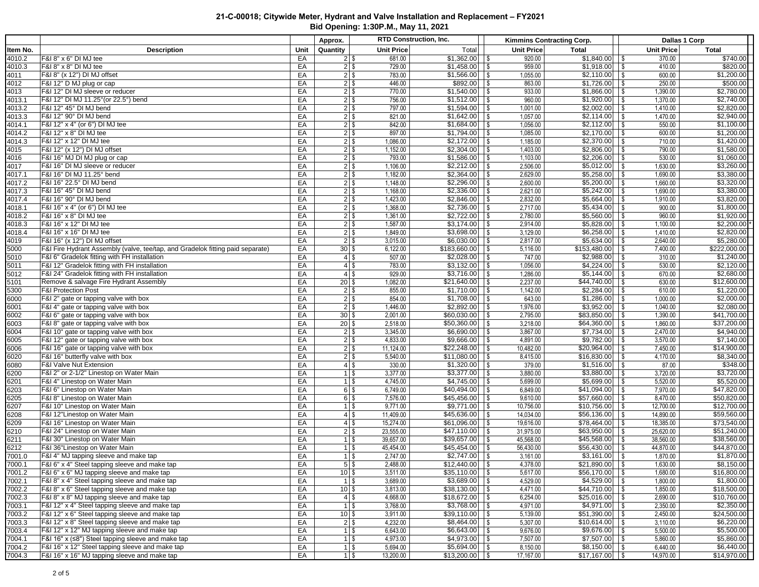# 21-C-00018; Citywide Meter, Hydrant and Valve Installation and Replacement – FY2021

**Bid Opening: 1:30P.M., May 11, 2021**

| | | | Approx. | RTD Construction, Inc. | | Kimmins Contracting Corp. | | Dallas 1 Corp | |
|---|---|---|---|---|---|---|---|---|---|
| Item No. | Description | Unit | Quantity | Unit Price | Total | Unit Price | Total | Unit Price | Total |
| 4010.2 | F&I 8" x 6" DI MJ tee | EA | 2 | $ 681.00 | $1,362.00 | $ 920.00 | $1,840.00 | $ 370.00 | $740.00 |
| 4010.3 | F&I 8" x 8" DI MJ tee | EA | 2 | $ 729.00 | $1,458.00 | $ 959.00 | $1,918.00 | $ 410.00 | $820.00 |
| 4011 | F&I 8" (x 12") DI MJ offset | EA | 2 | $ 783.00 | $1,566.00 | $ 1,055.00 | $2,110.00 | $ 600.00 | $1,200.00 |
| 4012 | F&I 12" D MJ plug or cap | EA | 2 | $ 446.00 | $892.00 | $ 863.00 | $1,726.00 | $ 250.00 | $500.00 |
| 4013 | F&I 12" DI MJ sleeve or reducer | EA | 2 | $ 770.00 | $1,540.00 | $ 933.00 | $1,866.00 | $ 1,390.00 | $2,780.00 |
| 4013.1 | F&I 12" DI MJ 11.25°(or 22.5°) bend | EA | 2 | $ 756.00 | $1,512.00 | $ 960.00 | $1,920.00 | $ 1,370.00 | $2,740.00 |
| 4013.2 | F&I 12" 45° DI MJ bend | EA | 2 | $ 797.00 | $1,594.00 | $ 1,001.00 | $2,002.00 | $ 1,410.00 | $2,820.00 |
| 4013.3 | F&I 12" 90° DI MJ bend | EA | 2 | $ 821.00 | $1,642.00 | $ 1,057.00 | $2,114.00 | $ 1,470.00 | $2,940.00 |
| 4014.1 | F&I 12" x 4" (or 6") DI MJ tee | EA | 2 | $ 842.00 | $1,684.00 | $ 1,056.00 | $2,112.00 | $ 550.00 | $1,100.00 |
| 4014.2 | F&I 12" x 8" DI MJ tee | EA | 2 | $ 897.00 | $1,794.00 | $ 1,085.00 | $2,170.00 | $ 600.00 | $1,200.00 |
| 4014.3 | F&I 12" x 12" DI MJ tee | EA | 2 | $ 1,086.00 | $2,172.00 | $ 1,185.00 | $2,370.00 | $ 710.00 | $1,420.00 |
| 4015 | F&I 12" (x 12") DI MJ offset | EA | 2 | $ 1,152.00 | $2,304.00 | $ 1,403.00 | $2,806.00 | $ 790.00 | $1,580.00 |
| 4016 | F&I 16" MJ DI MJ plug or cap | EA | 2 | $ 793.00 | $1,586.00 | $ 1,103.00 | $2,206.00 | $ 530.00 | $1,060.00 |
| 4017 | F&I 16" DI MJ sleeve or reducer | EA | 2 | $ 1,106.00 | $2,212.00 | $ 2,506.00 | $5,012.00 | $ 1,630.00 | $3,260.00 |
| 4017.1 | F&I 16" DI MJ 11.25° bend | EA | 2 | $ 1,182.00 | $2,364.00 | $ 2,629.00 | $5,258.00 | $ 1,690.00 | $3,380.00 |
| 4017.2 | F&I 16" 22.5° DI MJ bend | EA | 2 | $ 1,148.00 | $2,296.00 | $ 2,600.00 | $5,200.00 | $ 1,660.00 | $3,320.00 |
| 4017.3 | F&I 16" 45° DI MJ bend | EA | 2 | $ 1,168.00 | $2,336.00 | $ 2,621.00 | $5,242.00 | $ 1,690.00 | $3,380.00 |
| 4017.4 | F&I 16" 90° DI MJ bend | EA | 2 | $ 1,423.00 | $2,846.00 | $ 2,832.00 | $5,664.00 | $ 1,910.00 | $3,820.00 |
| 4018.1 | F&I 16" x 4" (or 6") DI MJ tee | EA | 2 | $ 1,368.00 | $2,736.00 | $ 2,717.00 | $5,434.00 | $ 900.00 | $1,800.00 |
| 4018.2 | F&I 16" x 8" DI MJ tee | EA | 2 | $ 1,361.00 | $2,722.00 | $ 2,780.00 | $5,560.00 | $ 960.00 | $1,920.00 |
| 4018.3 | F&I 16" x 12" DI MJ tee | EA | 2 | $ 1,587.00 | $3,174.00 | $ 2,914.00 | $5,828.00 | $ 1,100.00 | $2,200.00 * |
| 4018.4 | F&I 16" x 16" DI MJ tee | EA | 2 | $ 1,849.00 | $3,698.00 | $ 3,129.00 | $6,258.00 | $ 1,410.00 | $2,820.00 |
| 4019 | F&I 16" (x 12") DI MJ offset | EA | 2 | $ 3,015.00 | $6,030.00 | $ 2,817.00 | $5,634.00 | $ 2,640.00 | $5,280.00 |
| 5000 | F&I Fire Hydrant Assembly (valve, tee/tap, and Gradelok fitting paid separate) | EA | 30 | $ 6,122.00 | $183,660.00 | $ 5,116.00 | $153,480.00 | $ 7,400.00 | $222,000.00 |
| 5010 | F&I 6" Gradelok fitting with FH installation | EA | 4 | $ 507.00 | $2,028.00 | $ 747.00 | $2,988.00 | $ 310.00 | $1,240.00 |
| 5011 | F&I 12" Gradelok fitting with FH installation | EA | 4 | $ 783.00 | $3,132.00 | $ 1,056.00 | $4,224.00 | $ 530.00 | $2,120.00 |
| 5012 | F&I 24" Gradelok fitting with FH installation | EA | 4 | $ 929.00 | $3,716.00 | $ 1,286.00 | $5,144.00 | $ 670.00 | $2,680.00 |
| 5101 | Remove & salvage Fire Hydrant Assembly | EA | 20 | $ 1,082.00 | $21,640.00 | $ 2,237.00 | $44,740.00 | $ 630.00 | $12,600.00 |
| 5300 | F&I Protection Post | EA | 2 | $ 855.00 | $1,710.00 | $ 1,142.00 | $2,284.00 | $ 610.00 | $1,220.00 |
| 6000 | F&I 2" gate or tapping valve with box | EA | 2 | $ 854.00 | $1,708.00 | $ 643.00 | $1,286.00 | $ 1,000.00 | $2,000.00 |
| 6001 | F&I 4" gate or tapping valve with box | EA | 2 | $ 1,446.00 | $2,892.00 | $ 1,976.00 | $3,952.00 | $ 1,040.00 | $2,080.00 |
| 6002 | F&I 6" gate or tapping valve with box | EA | 30 | $ 2,001.00 | $60,030.00 | $ 2,795.00 | $83,850.00 | $ 1,390.00 | $41,700.00 |
| 6003 | F&I 8" gate or tapping valve with box | EA | 20 | $ 2,518.00 | $50,360.00 | $ 3,218.00 | $64,360.00 | $ 1,860.00 | $37,200.00 |
| 6004 | F&I 10" gate or tapping valve with box | EA | 2 | $ 3,345.00 | $6,690.00 | $ 3,867.00 | $7,734.00 | $ 2,470.00 | $4,940.00 |
| 6005 | F&I 12" gate or tapping valve with box | EA | 2 | $ 4,833.00 | $9,666.00 | $ 4,891.00 | $9,782.00 | $ 3,570.00 | $7,140.00 |
| 6006 | F&I 16" gate or tapping valve with box | EA | 2 | $ 11,124.00 | $22,248.00 | $ 10,482.00 | $20,964.00 | $ 7,450.00 | $14,900.00 |
| 6020 | F&I 16" butterfly valve with box | EA | 2 | $ 5,540.00 | $11,080.00 | $ 8,415.00 | $16,830.00 | $ 4,170.00 | $8,340.00 |
| 6080 | F&I Valve Nut Extension | EA | 4 | $ 330.00 | $1,320.00 | $ 379.00 | $1,516.00 | $ 87.00 | $348.00 |
| 6200 | F&I 2" or 2-1/2" Linestop on Water Main | EA | 1 | $ 3,377.00 | $3,377.00 | $ 3,880.00 | $3,880.00 | $ 3,720.00 | $3,720.00 |
| 6201 | F&I 4" Linestop on Water Main | EA | 1 | $ 4,745.00 | $4,745.00 | $ 5,699.00 | $5,699.00 | $ 5,520.00 | $5,520.00 |
| 6203 | F&I 6" Linestop on Water Main | EA | 6 | $ 6,749.00 | $40,494.00 | $ 6,849.00 | $41,094.00 | $ 7,970.00 | $47,820.00 |
| 6205 | F&I 8" Linestop on Water Main | EA | 6 | $ 7,576.00 | $45,456.00 | $ 9,610.00 | $57,660.00 | $ 8,470.00 | $50,820.00 |
| 6207 | F&I 10" Linestop on Water Main | EA | 1 | $ 9,771.00 | $9,771.00 | $ 10,756.00 | $10,756.00 | $ 12,700.00 | $12,700.00 |
| 6208 | F&I 12"Linestop on Water Main | EA | 4 | $ 11,409.00 | $45,636.00 | $ 14,034.00 | $56,136.00 | $ 14,890.00 | $59,560.00 |
| 6209 | F&I 16" Linestop on Water Main | EA | 4 | $ 15,274.00 | $61,096.00 | $ 19,616.00 | $78,464.00 | $ 18,385.00 | $73,540.00 |
| 6210 | F&I 24" Linestop on Water Main | EA | 2 | $ 23,555.00 | $47,110.00 | $ 31,975.00 | $63,950.00 | $ 25,620.00 | $51,240.00 |
| 6211 | F&I 30" Linestop on Water Main | EA | 1 | $ 39,657.00 | $39,657.00 | $ 45,568.00 | $45,568.00 | $ 38,560.00 | $38,560.00 |
| 6212 | F&I 36"Linestop on Water Main | EA | 1 | $ 45,454.00 | $45,454.00 | $ 56,430.00 | $56,430.00 | $ 44,870.00 | $44,870.00 |
| 7001.0 | F&I 4" MJ tapping sleeve and make tap | EA | 1 | $ 2,747.00 | $2,747.00 | $ 3,161.00 | $3,161.00 | $ 1,870.00 | $1,870.00 |
| 7000.1 | F&I 6" x 4" Steel tapping sleeve and make tap | EA | 5 | $ 2,488.00 | $12,440.00 | $ 4,378.00 | $21,890.00 | $ 1,630.00 | $8,150.00 |
| 7001.2 | F&I 6" x 6" MJ tapping sleeve and make tap | EA | 10 | $ 3,511.00 | $35,110.00 | $ 5,617.00 | $56,170.00 | $ 1,680.00 | $16,800.00 |
| 7002.1 | F&I 8" x 4" Steel tapping sleeve and make tap | EA | 1 | $ 3,689.00 | $3,689.00 | $ 4,529.00 | $4,529.00 | $ 1,800.00 | $1,800.00 |
| 7002.2 | F&I 8" x 6" Steel tapping sleeve and make tap | EA | 10 | $ 3,813.00 | $38,130.00 | $ 4,471.00 | $44,710.00 | $ 1,850.00 | $18,500.00 |
| 7002.3 | F&I 8" x 8" MJ tapping sleeve and make tap | EA | 4 | $ 4,668.00 | $18,672.00 | $ 6,254.00 | $25,016.00 | $ 2,690.00 | $10,760.00 |
| 7003.1 | F&I 12" x 4" Steel tapping sleeve and make tap | EA | 1 | $ 3,768.00 | $3,768.00 | $ 4,971.00 | $4,971.00 | $ 2,350.00 | $2,350.00 |
| 7003.2 | F&I 12" x 6" Steel tapping sleeve and make tap | EA | 10 | $ 3,911.00 | $39,110.00 | $ 5,139.00 | $51,390.00 | $ 2,450.00 | $24,500.00 |
| 7003.3 | F&I 12" x 8" Steel tapping sleeve and make tap | EA | 2 | $ 4,232.00 | $8,464.00 | $ 5,307.00 | $10,614.00 | $ 3,110.00 | $6,220.00 |
| 7003.4 | F&I 12" x 12" MJ tapping sleeve and make tap | EA | 1 | $ 6,643.00 | $6,643.00 | $ 9,676.00 | $9,676.00 | $ 5,500.00 | $5,500.00 |
| 7004.1 | F&I 16" x (≤8") Steel tapping sleeve and make tap | EA | 1 | $ 4,973.00 | $4,973.00 | $ 7,507.00 | $7,507.00 | $ 5,860.00 | $5,860.00 |
| 7004.2 | F&I 16" x 12" Steel tapping sleeve and make tap | EA | 1 | $ 5,694.00 | $5,694.00 | $ 8,150.00 | $8,150.00 | $ 6,440.00 | $6,440.00 |
| 7004.3 | F&I 16" x 16" MJ tapping sleeve and make tap | EA | 1 | $ 13,200.00 | $13,200.00 | $ 17,167.00 | $17,167.00 | $ 14,970.00 | $14,970.00 |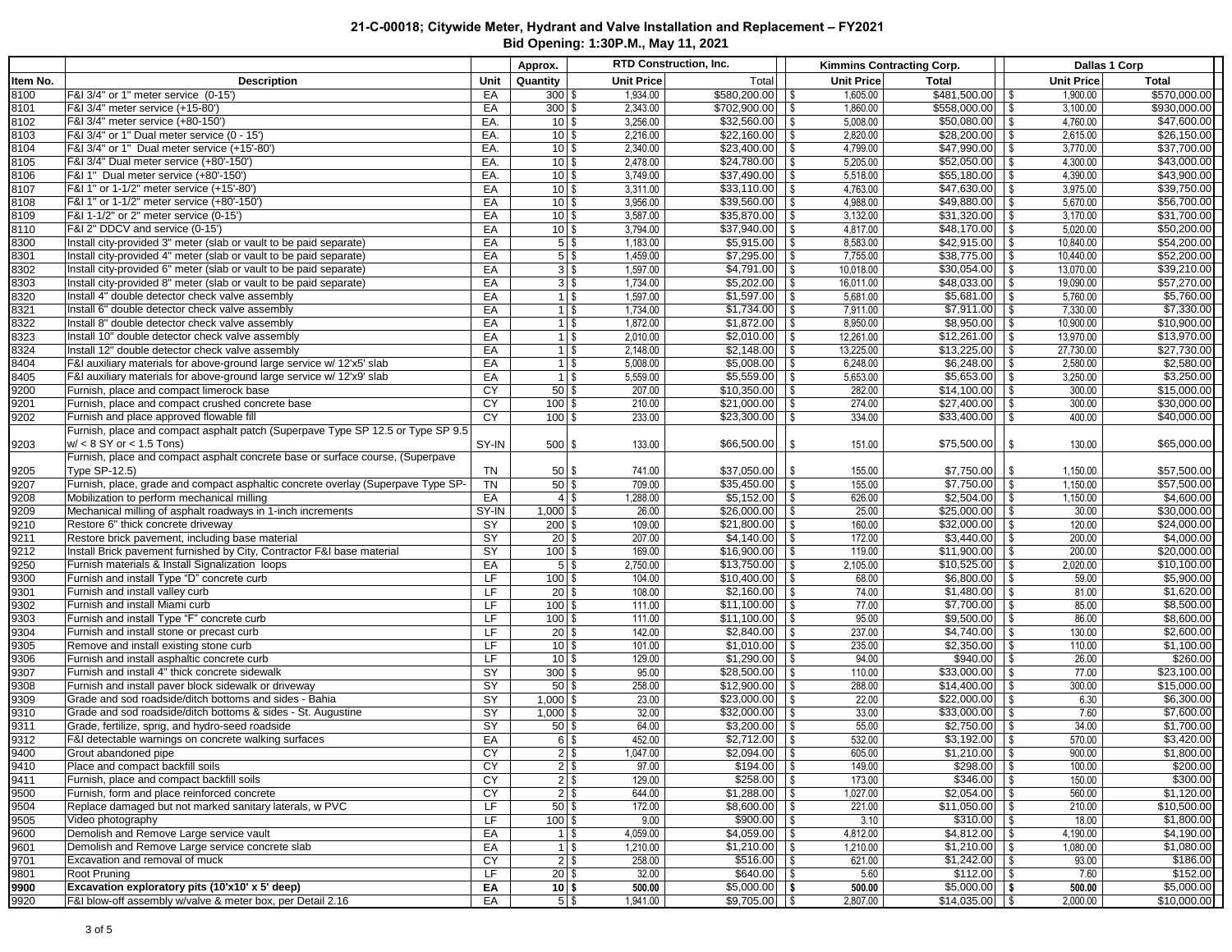**21-C-00018; Citywide Meter, Hydrant and Valve Installation and Replacement – FY2021**
**Bid Opening: 1:30P.M., May 11, 2021**

| Item No. | Description | Unit | Approx. Quantity | RTD Construction, Inc. Unit Price | Total | Kimmins Contracting Corp. Unit Price | Total | Dallas 1 Corp Unit Price | Total |
|---|---|---|---|---|---|---|---|---|---|
| 8100 | F&I 3/4" or 1" meter service (0-15') | EA | 300 | $ 1,934.00 | $580,200.00 | $ 1,605.00 | $481,500.00 | $ 1,900.00 | $570,000.00 |
| 8101 | F&I 3/4" meter service (+15-80') | EA | 300 | $ 2,343.00 | $702,900.00 | $ 1,860.00 | $558,000.00 | $ 3,100.00 | $930,000.00 |
| 8102 | F&I 3/4" meter service (+80-150') | EA. | 10 | $ 3,256.00 | $32,560.00 | $ 5,008.00 | $50,080.00 | $ 4,760.00 | $47,600.00 |
| 8103 | F&I 3/4" or 1" Dual meter service (0 - 15') | EA. | 10 | $ 2,216.00 | $22,160.00 | $ 2,820.00 | $28,200.00 | $ 2,615.00 | $26,150.00 |
| 8104 | F&I 3/4" or 1" Dual meter service (+15'-80') | EA. | 10 | $ 2,340.00 | $23,400.00 | $ 4,799.00 | $47,990.00 | $ 3,770.00 | $37,700.00 |
| 8105 | F&I 3/4" Dual meter service (+80'-150') | EA. | 10 | $ 2,478.00 | $24,780.00 | $ 5,205.00 | $52,050.00 | $ 4,300.00 | $43,000.00 |
| 8106 | F&I 1" Dual meter service (+80'-150') | EA. | 10 | $ 3,749.00 | $37,490.00 | $ 5,518.00 | $55,180.00 | $ 4,390.00 | $43,900.00 |
| 8107 | F&I 1" or 1-1/2" meter service (+15'-80') | EA | 10 | $ 3,311.00 | $33,110.00 | $ 4,763.00 | $47,630.00 | $ 3,975.00 | $39,750.00 |
| 8108 | F&I 1" or 1-1/2" meter service (+80'-150') | EA | 10 | $ 3,956.00 | $39,560.00 | $ 4,988.00 | $49,880.00 | $ 5,670.00 | $56,700.00 |
| 8109 | F&I 1-1/2" or 2" meter service (0-15') | EA | 10 | $ 3,587.00 | $35,870.00 | $ 3,132.00 | $31,320.00 | $ 3,170.00 | $31,700.00 |
| 8110 | F&I 2" DDCV and service (0-15') | EA | 10 | $ 3,794.00 | $37,940.00 | $ 4,817.00 | $48,170.00 | $ 5,020.00 | $50,200.00 |
| 8300 | Install city-provided 3" meter (slab or vault to be paid separate) | EA | 5 | $ 1,183.00 | $5,915.00 | $ 8,583.00 | $42,915.00 | $ 10,840.00 | $54,200.00 |
| 8301 | Install city-provided 4" meter (slab or vault to be paid separate) | EA | 5 | $ 1,459.00 | $7,295.00 | $ 7,755.00 | $38,775.00 | $ 10,440.00 | $52,200.00 |
| 8302 | Install city-provided 6" meter (slab or vault to be paid separate) | EA | 3 | $ 1,597.00 | $4,791.00 | $ 10,018.00 | $30,054.00 | $ 13,070.00 | $39,210.00 |
| 8303 | Install city-provided 8" meter (slab or vault to be paid separate) | EA | 3 | $ 1,734.00 | $5,202.00 | $ 16,011.00 | $48,033.00 | $ 19,090.00 | $57,270.00 |
| 8320 | Install 4" double detector check valve assembly | EA | 1 | $ 1,597.00 | $1,597.00 | $ 5,681.00 | $5,681.00 | $ 5,760.00 | $5,760.00 |
| 8321 | Install 6" double detector check valve assembly | EA | 1 | $ 1,734.00 | $1,734.00 | $ 7,911.00 | $7,911.00 | $ 7,330.00 | $7,330.00 |
| 8322 | Install 8" double detector check valve assembly | EA | 1 | $ 1,872.00 | $1,872.00 | $ 8,950.00 | $8,950.00 | $ 10,900.00 | $10,900.00 |
| 8323 | Install 10" double detector check valve assembly | EA | 1 | $ 2,010.00 | $2,010.00 | $ 12,261.00 | $12,261.00 | $ 13,970.00 | $13,970.00 |
| 8324 | Install 12" double detector check valve assembly | EA | 1 | $ 2,148.00 | $2,148.00 | $ 13,225.00 | $13,225.00 | $ 27,730.00 | $27,730.00 |
| 8404 | F&I auxiliary materials for above-ground large service w/ 12'x5' slab | EA | 1 | $ 5,008.00 | $5,008.00 | $ 6,248.00 | $6,248.00 | $ 2,580.00 | $2,580.00 |
| 8405 | F&I auxiliary materials for above-ground large service w/ 12'x9' slab | EA | 1 | $ 5,559.00 | $5,559.00 | $ 5,653.00 | $5,653.00 | $ 3,250.00 | $3,250.00 |
| 9200 | Furnish, place and compact limerock base | CY | 50 | $ 207.00 | $10,350.00 | $ 282.00 | $14,100.00 | $ 300.00 | $15,000.00 |
| 9201 | Furnish, place and compact crushed concrete base | CY | 100 | $ 210.00 | $21,000.00 | $ 274.00 | $27,400.00 | $ 300.00 | $30,000.00 |
| 9202 | Furnish and place approved flowable fill | CY | 100 | $ 233.00 | $23,300.00 | $ 334.00 | $33,400.00 | $ 400.00 | $40,000.00 |
| 9203 | Furnish, place and compact asphalt patch (Superpave Type SP 12.5 or Type SP 9.5 w/ < 8 SY or < 1.5 Tons) | SY-IN | 500 | $ 133.00 | $66,500.00 | $ 151.00 | $75,500.00 | $ 130.00 | $65,000.00 |
| 9205 | Furnish, place and compact asphalt concrete base or surface course, (Superpave Type SP-12.5) | TN | 50 | $ 741.00 | $37,050.00 | $ 155.00 | $7,750.00 | $ 1,150.00 | $57,500.00 |
| 9207 | Furnish, place, grade and compact asphaltic concrete overlay (Superpave Type SP- | TN | 50 | $ 709.00 | $35,450.00 | $ 155.00 | $7,750.00 | $ 1,150.00 | $57,500.00 |
| 9208 | Mobilization to perform mechanical milling | EA | 4 | $ 1,288.00 | $5,152.00 | $ 626.00 | $2,504.00 | $ 1,150.00 | $4,600.00 |
| 9209 | Mechanical milling of asphalt roadways in 1-inch increments | SY-IN | 1,000 | $ 26.00 | $26,000.00 | $ 25.00 | $25,000.00 | $ 30.00 | $30,000.00 |
| 9210 | Restore 6" thick concrete driveway | SY | 200 | $ 109.00 | $21,800.00 | $ 160.00 | $32,000.00 | $ 120.00 | $24,000.00 |
| 9211 | Restore brick pavement, including base material | SY | 20 | $ 207.00 | $4,140.00 | $ 172.00 | $3,440.00 | $ 200.00 | $4,000.00 |
| 9212 | Install Brick pavement furnished by City, Contractor F&I base material | SY | 100 | $ 169.00 | $16,900.00 | $ 119.00 | $11,900.00 | $ 200.00 | $20,000.00 |
| 9250 | Furnish materials & Install Signalization loops | EA | 5 | $ 2,750.00 | $13,750.00 | $ 2,105.00 | $10,525.00 | $ 2,020.00 | $10,100.00 |
| 9300 | Furnish and install Type "D" concrete curb | LF | 100 | $ 104.00 | $10,400.00 | $ 68.00 | $6,800.00 | $ 59.00 | $5,900.00 |
| 9301 | Furnish and install valley curb | LF | 20 | $ 108.00 | $2,160.00 | $ 74.00 | $1,480.00 | $ 81.00 | $1,620.00 |
| 9302 | Furnish and install Miami curb | LF | 100 | $ 111.00 | $11,100.00 | $ 77.00 | $7,700.00 | $ 85.00 | $8,500.00 |
| 9303 | Furnish and install Type "F" concrete curb | LF | 100 | $ 111.00 | $11,100.00 | $ 95.00 | $9,500.00 | $ 86.00 | $8,600.00 |
| 9304 | Furnish and install stone or precast curb | LF | 20 | $ 142.00 | $2,840.00 | $ 237.00 | $4,740.00 | $ 130.00 | $2,600.00 |
| 9305 | Remove and install existing stone curb | LF | 10 | $ 101.00 | $1,010.00 | $ 235.00 | $2,350.00 | $ 110.00 | $1,100.00 |
| 9306 | Furnish and install asphaltic concrete curb | LF | 10 | $ 129.00 | $1,290.00 | $ 94.00 | $940.00 | $ 26.00 | $260.00 |
| 9307 | Furnish and install 4" thick concrete sidewalk | SY | 300 | $ 95.00 | $28,500.00 | $ 110.00 | $33,000.00 | $ 77.00 | $23,100.00 |
| 9308 | Furnish and install paver block sidewalk or driveway | SY | 50 | $ 258.00 | $12,900.00 | $ 288.00 | $14,400.00 | $ 300.00 | $15,000.00 |
| 9309 | Grade and sod roadside/ditch bottoms and sides - Bahia | SY | 1,000 | $ 23.00 | $23,000.00 | $ 22.00 | $22,000.00 | $ 6.30 | $6,300.00 |
| 9310 | Grade and sod roadside/ditch bottoms & sides - St. Augustine | SY | 1,000 | $ 32.00 | $32,000.00 | $ 33.00 | $33,000.00 | $ 7.60 | $7,600.00 |
| 9311 | Grade, fertilize, sprig, and hydro-seed roadside | SY | 50 | $ 64.00 | $3,200.00 | $ 55.00 | $2,750.00 | $ 34.00 | $1,700.00 |
| 9312 | F&I detectable warnings on concrete walking surfaces | EA | 6 | $ 452.00 | $2,712.00 | $ 532.00 | $3,192.00 | $ 570.00 | $3,420.00 |
| 9400 | Grout abandoned pipe | CY | 2 | $ 1,047.00 | $2,094.00 | $ 605.00 | $1,210.00 | $ 900.00 | $1,800.00 |
| 9410 | Place and compact backfill soils | CY | 2 | $ 97.00 | $194.00 | $ 149.00 | $298.00 | $ 100.00 | $200.00 |
| 9411 | Furnish, place and compact backfill soils | CY | 2 | $ 129.00 | $258.00 | $ 173.00 | $346.00 | $ 150.00 | $300.00 |
| 9500 | Furnish, form and place reinforced concrete | CY | 2 | $ 644.00 | $1,288.00 | $ 1,027.00 | $2,054.00 | $ 560.00 | $1,120.00 |
| 9504 | Replace damaged but not marked sanitary laterals, w PVC | LF | 50 | $ 172.00 | $8,600.00 | $ 221.00 | $11,050.00 | $ 210.00 | $10,500.00 |
| 9505 | Video photography | LF | 100 | $ 9.00 | $900.00 | $ 3.10 | $310.00 | $ 18.00 | $1,800.00 |
| 9600 | Demolish and Remove Large service vault | EA | 1 | $ 4,059.00 | $4,059.00 | $ 4,812.00 | $4,812.00 | $ 4,190.00 | $4,190.00 |
| 9601 | Demolish and Remove Large service concrete slab | EA | 1 | $ 1,210.00 | $1,210.00 | $ 1,210.00 | $1,210.00 | $ 1,080.00 | $1,080.00 |
| 9701 | Excavation and removal of muck | CY | 2 | $ 258.00 | $516.00 | $ 621.00 | $1,242.00 | $ 93.00 | $186.00 |
| 9801 | Root Pruning | LF | 20 | $ 32.00 | $640.00 | $ 5.60 | $112.00 | $ 7.60 | $152.00 |
| **9900** | **Excavation exploratory pits (10'x10' x 5' deep)** | **EA** | **10** | **$ 500.00** | $5,000.00 | **$ 500.00** | $5,000.00 | **$ 500.00** | $5,000.00 |
| 9920 | F&I blow-off assembly w/valve & meter box, per Detail 2.16 | EA | 5 | $ 1,941.00 | $9,705.00 | $ 2,807.00 | $14,035.00 | $ 2,000.00 | $10,000.00 |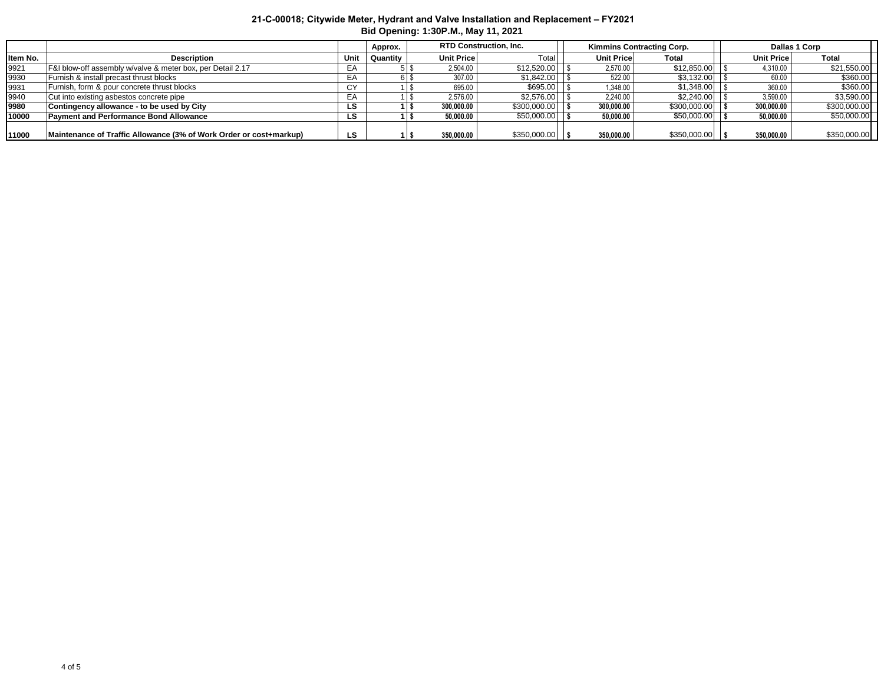**21-C-00018; Citywide Meter, Hydrant and Valve Installation and Replacement – FY2021**
**Bid Opening: 1:30P.M., May 11, 2021**

| | | | Approx. | RTD Construction, Inc. | | Kimmins Contracting Corp. | | Dallas 1 Corp | |
|---|---|---|---|---|---|---|---|---|---|
| Item No. | Description | Unit | Quantity | Unit Price | Total | Unit Price | Total | Unit Price | Total |
| 9921 | F&I blow-off assembly w/valve & meter box, per Detail 2.17 | EA | 5 | $ 2,504.00 | $12,520.00 | $ 2,570.00 | $12,850.00 | $ 4,310.00 | $21,550.00 |
| 9930 | Furnish & install precast thrust blocks | EA | 6 | $ 307.00 | $1,842.00 | $ 522.00 | $3,132.00 | $ 60.00 | $360.00 |
| 9931 | Furnish, form & pour concrete thrust blocks | CY | 1 | $ 695.00 | $695.00 | $ 1,348.00 | $1,348.00 | $ 360.00 | $360.00 |
| 9940 | Cut into existing asbestos concrete pipe | EA | 1 | $ 2,576.00 | $2,576.00 | $ 2,240.00 | $2,240.00 | $ 3,590.00 | $3,590.00 |
| **9980** | **Contingency allowance - to be used by City** | **LS** | **1** | **$ 300,000.00** | $300,000.00 | **$ 300,000.00** | $300,000.00 | **$ 300,000.00** | $300,000.00 |
| **10000** | **Payment and Performance Bond Allowance** | **LS** | **1** | **$ 50,000.00** | $50,000.00 | **$ 50,000.00** | $50,000.00 | **$ 50,000.00** | $50,000.00 |
| **11000** | **Maintenance of Traffic Allowance (3% of Work Order or cost+markup)** | **LS** | **1** | **$ 350,000.00** | $350,000.00 | **$ 350,000.00** | $350,000.00 | **$ 350,000.00** | $350,000.00 |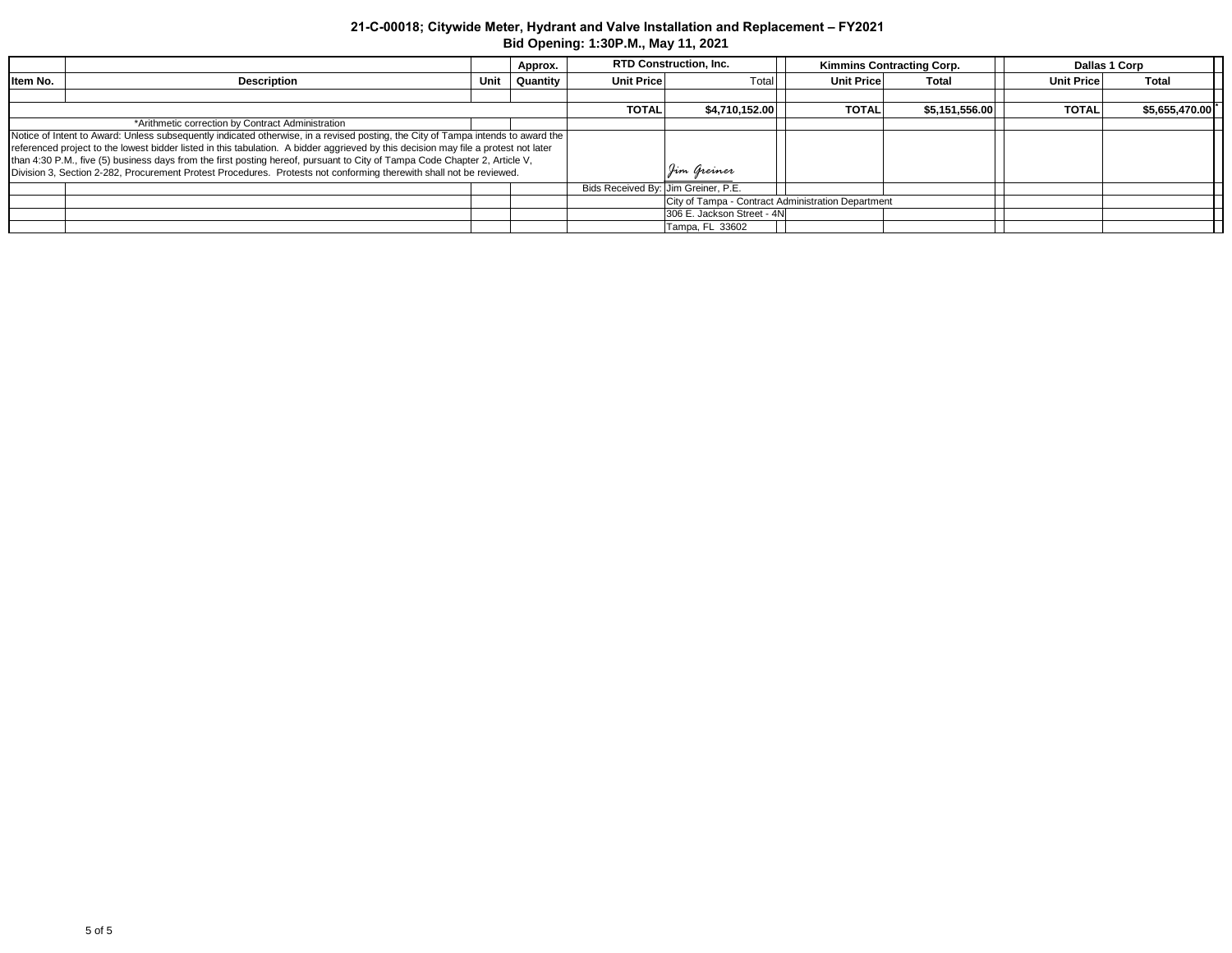**21-C-00018; Citywide Meter, Hydrant and Valve Installation and Replacement – FY2021**
**Bid Opening: 1:30P.M., May 11, 2021**

| | | | Approx. | RTD Construction, Inc. | | Kimmins Contracting Corp. | | Dallas 1 Corp | |
|---|---|---|---|---|---|---|---|---|---|
| Item No. | Description | Unit | Quantity | Unit Price | Total | Unit Price | Total | Unit Price | Total |
| | | | | | | | | | |
| | | | | TOTAL | $4,710,152.00 | TOTAL | $5,151,556.00 | TOTAL | $5,655,470.00 * |
| | *Arithmetic correction by Contract Administration | | | | | | | | |

Notice of Intent to Award: Unless subsequently indicated otherwise, in a revised posting, the City of Tampa intends to award the referenced project to the lowest bidder listed in this tabulation. A bidder aggrieved by this decision may file a protest not later than 4:30 P.M., five (5) business days from the first posting hereof, pursuant to City of Tampa Code Chapter 2, Article V, Division 3, Section 2-282, Procurement Protest Procedures. Protests not conforming therewith shall not be reviewed.

*Jim Greiner*

Bids Received By: Jim Greiner, P.E.
City of Tampa - Contract Administration Department
306 E. Jackson Street - 4N
Tampa, FL 33602